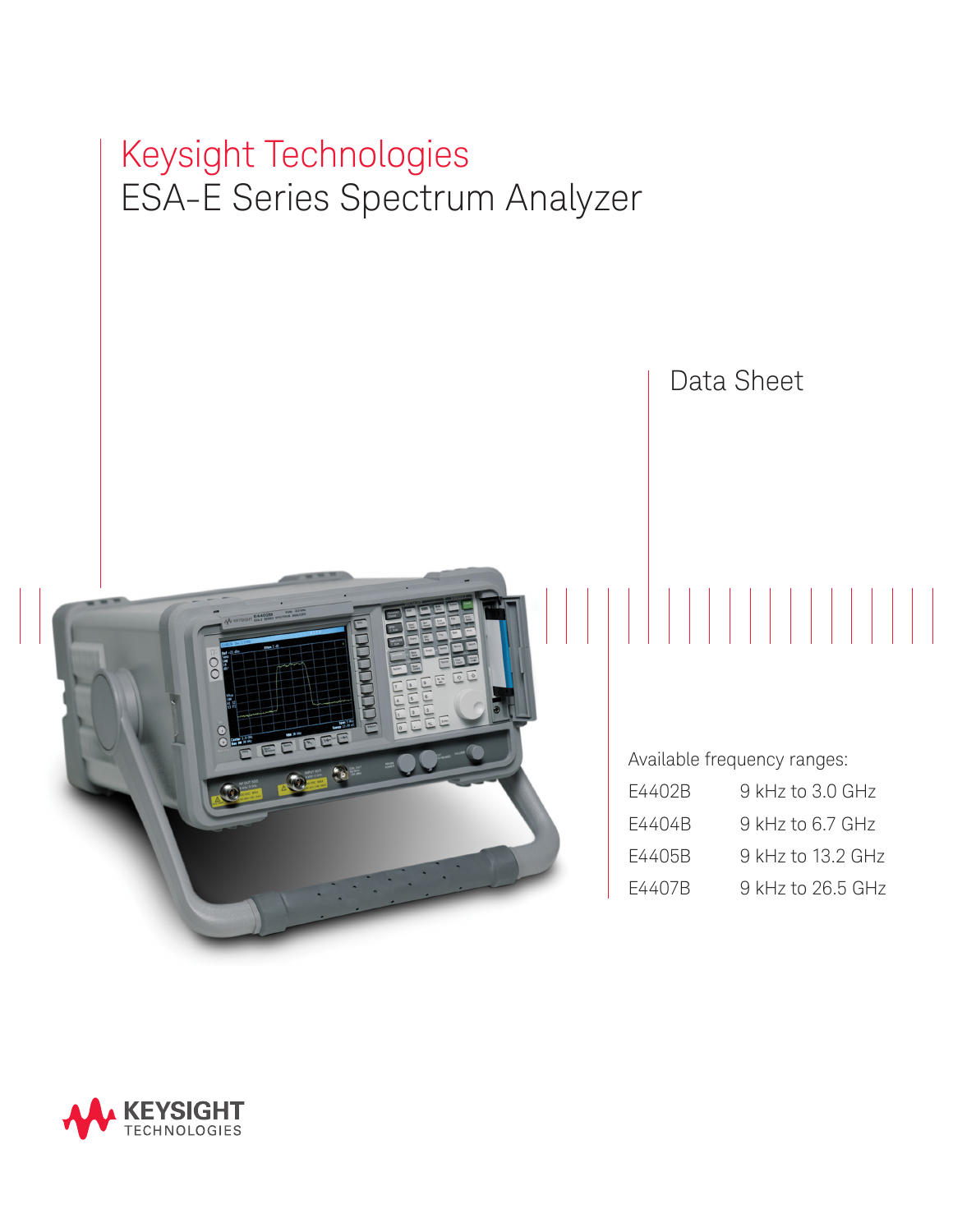# Keysight Technologies
# ESA-E Series Spectrum Analyzer

Data Sheet

Available frequency ranges:

| | |
|---|---|
| E4402B | 9 kHz to 3.0 GHz |
| E4404B | 9 kHz to 6.7 GHz |
| E4405B | 9 kHz to 13.2 GHz |
| E4407B | 9 kHz to 26.5 GHz |

KEYSIGHT TECHNOLOGIES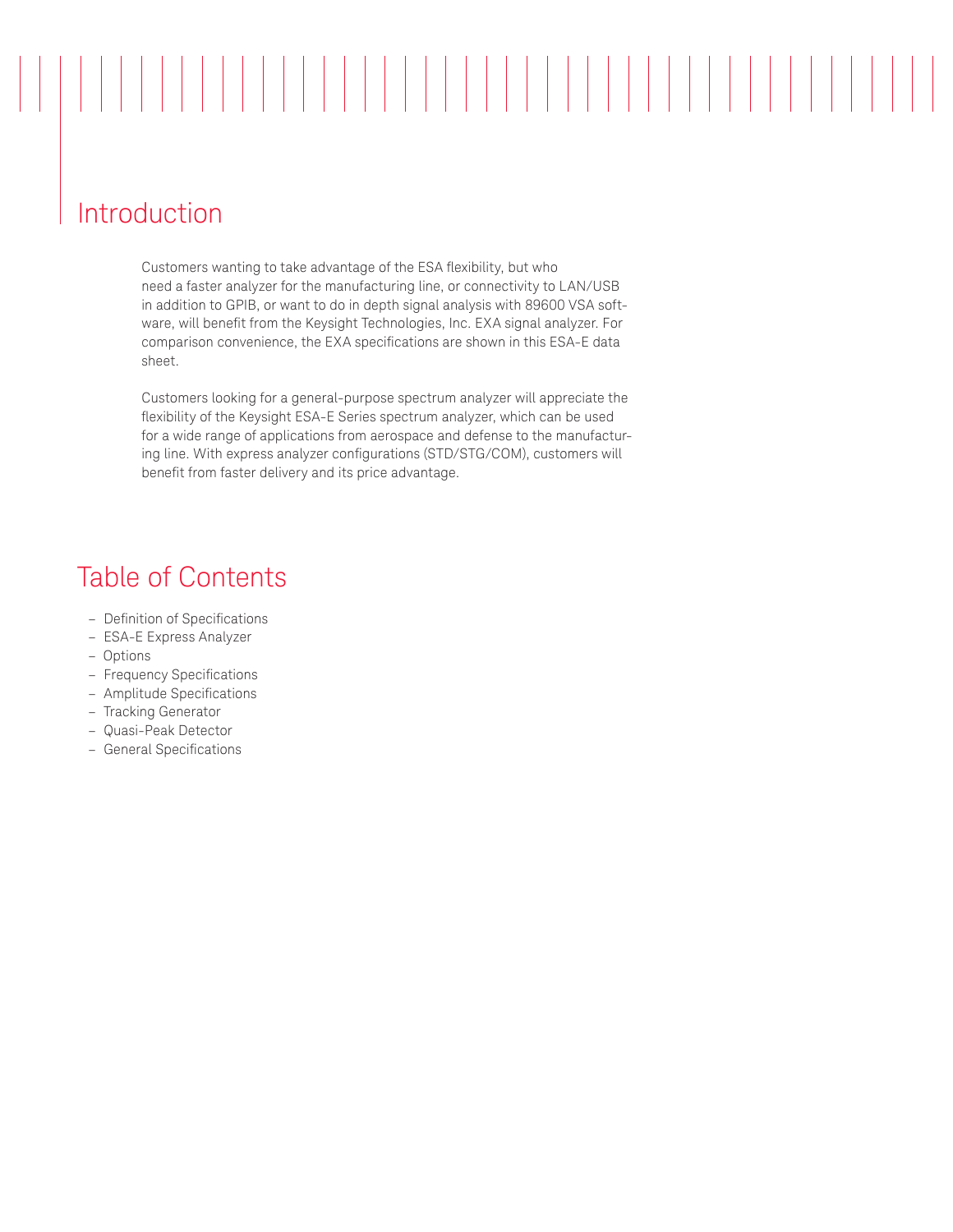## Introduction

Customers wanting to take advantage of the ESA flexibility, but who need a faster analyzer for the manufacturing line, or connectivity to LAN/USB in addition to GPIB, or want to do in depth signal analysis with 89600 VSA software, will benefit from the Keysight Technologies, Inc. EXA signal analyzer. For comparison convenience, the EXA specifications are shown in this ESA-E data sheet.

Customers looking for a general-purpose spectrum analyzer will appreciate the flexibility of the Keysight ESA-E Series spectrum analyzer, which can be used for a wide range of applications from aerospace and defense to the manufacturing line. With express analyzer configurations (STD/STG/COM), customers will benefit from faster delivery and its price advantage.

## Table of Contents

- Definition of Specifications
- ESA-E Express Analyzer
- Options
- Frequency Specifications
- Amplitude Specifications
- Tracking Generator
- Quasi-Peak Detector
- General Specifications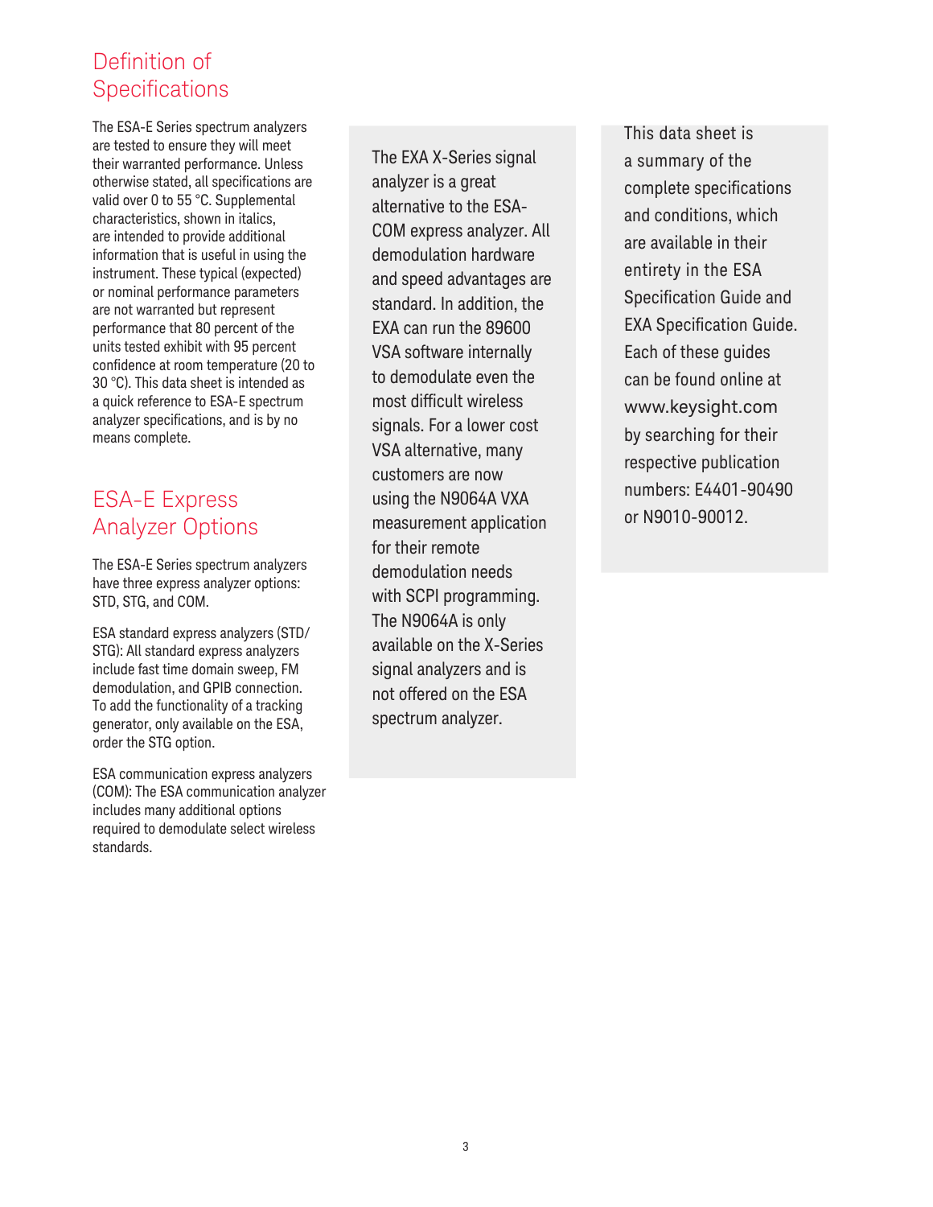## Definition of Specifications

The ESA-E Series spectrum analyzers are tested to ensure they will meet their warranted performance. Unless otherwise stated, all specifications are valid over 0 to 55 °C. Supplemental characteristics, shown in italics, are intended to provide additional information that is useful in using the instrument. These typical (expected) or nominal performance parameters are not warranted but represent performance that 80 percent of the units tested exhibit with 95 percent confidence at room temperature (20 to 30 °C). This data sheet is intended as a quick reference to ESA-E spectrum analyzer specifications, and is by no means complete.

## ESA-E Express Analyzer Options

The ESA-E Series spectrum analyzers have three express analyzer options: STD, STG, and COM.

ESA standard express analyzers (STD/STG): All standard express analyzers include fast time domain sweep, FM demodulation, and GPIB connection. To add the functionality of a tracking generator, only available on the ESA, order the STG option.

ESA communication express analyzers (COM): The ESA communication analyzer includes many additional options required to demodulate select wireless standards.

The EXA X-Series signal analyzer is a great alternative to the ESA-COM express analyzer. All demodulation hardware and speed advantages are standard. In addition, the EXA can run the 89600 VSA software internally to demodulate even the most difficult wireless signals. For a lower cost VSA alternative, many customers are now using the N9064A VXA measurement application for their remote demodulation needs with SCPI programming. The N9064A is only available on the X-Series signal analyzers and is not offered on the ESA spectrum analyzer.

This data sheet is a summary of the complete specifications and conditions, which are available in their entirety in the ESA Specification Guide and EXA Specification Guide. Each of these guides can be found online at www.keysight.com by searching for their respective publication numbers: E4401-90490 or N9010-90012.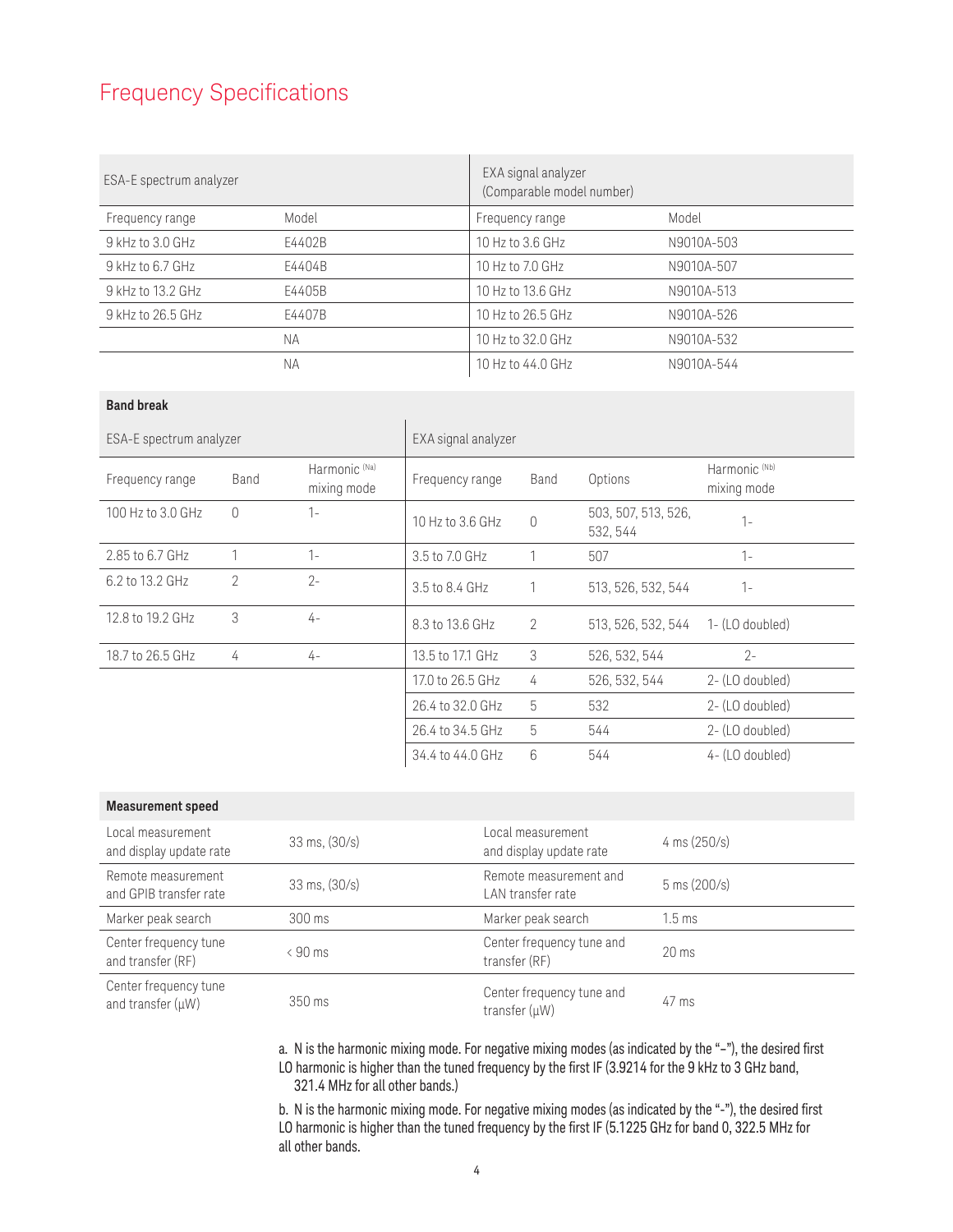## Frequency Specifications

| ESA-E spectrum analyzer | | EXA signal analyzer (Comparable model number) | |
|---|---|---|---|
| Frequency range | Model | Frequency range | Model |
| 9 kHz to 3.0 GHz | E4402B | 10 Hz to 3.6 GHz | N9010A-503 |
| 9 kHz to 6.7 GHz | E4404B | 10 Hz to 7.0 GHz | N9010A-507 |
| 9 kHz to 13.2 GHz | E4405B | 10 Hz to 13.6 GHz | N9010A-513 |
| 9 kHz to 26.5 GHz | E4407B | 10 Hz to 26.5 GHz | N9010A-526 |
| | NA | 10 Hz to 32.0 GHz | N9010A-532 |
| | NA | 10 Hz to 44.0 GHz | N9010A-544 |

**Band break**

| ESA-E spectrum analyzer | | | EXA signal analyzer | | | |
|---|---|---|---|---|---|---|
| Frequency range | Band | Harmonic [Na] mixing mode | Frequency range | Band | Options | Harmonic [Nb] mixing mode |
| 100 Hz to 3.0 GHz | 0 | 1- | 10 Hz to 3.6 GHz | 0 | 503, 507, 513, 526, 532, 544 | 1- |
| 2.85 to 6.7 GHz | 1 | 1- | 3.5 to 7.0 GHz | 1 | 507 | 1- |
| 6.2 to 13.2 GHz | 2 | 2- | 3.5 to 8.4 GHz | 1 | 513, 526, 532, 544 | 1- |
| 12.8 to 19.2 GHz | 3 | 4- | 8.3 to 13.6 GHz | 2 | 513, 526, 532, 544 | 1- (LO doubled) |
| 18.7 to 26.5 GHz | 4 | 4- | 13.5 to 17.1 GHz | 3 | 526, 532, 544 | 2- |
| | | | 17.0 to 26.5 GHz | 4 | 526, 532, 544 | 2- (LO doubled) |
| | | | 26.4 to 32.0 GHz | 5 | 532 | 2- (LO doubled) |
| | | | 26.4 to 34.5 GHz | 5 | 544 | 2- (LO doubled) |
| | | | 34.4 to 44.0 GHz | 6 | 544 | 4- (LO doubled) |

**Measurement speed**

| | | | |
|---|---|---|---|
| Local measurement and display update rate | 33 ms, (30/s) | Local measurement and display update rate | 4 ms (250/s) |
| Remote measurement and GPIB transfer rate | 33 ms, (30/s) | Remote measurement and LAN transfer rate | 5 ms (200/s) |
| Marker peak search | 300 ms | Marker peak search | 1.5 ms |
| Center frequency tune and transfer (RF) | < 90 ms | Center frequency tune and transfer (RF) | 20 ms |
| Center frequency tune and transfer (μW) | 350 ms | Center frequency tune and transfer (μW) | 47 ms |

a. N is the harmonic mixing mode. For negative mixing modes (as indicated by the "–"), the desired first LO harmonic is higher than the tuned frequency by the first IF (3.9214 for the 9 kHz to 3 GHz band, 321.4 MHz for all other bands.)

b. N is the harmonic mixing mode. For negative mixing modes (as indicated by the "–"), the desired first LO harmonic is higher than the tuned frequency by the first IF (5.1225 GHz for band 0, 322.5 MHz for all other bands.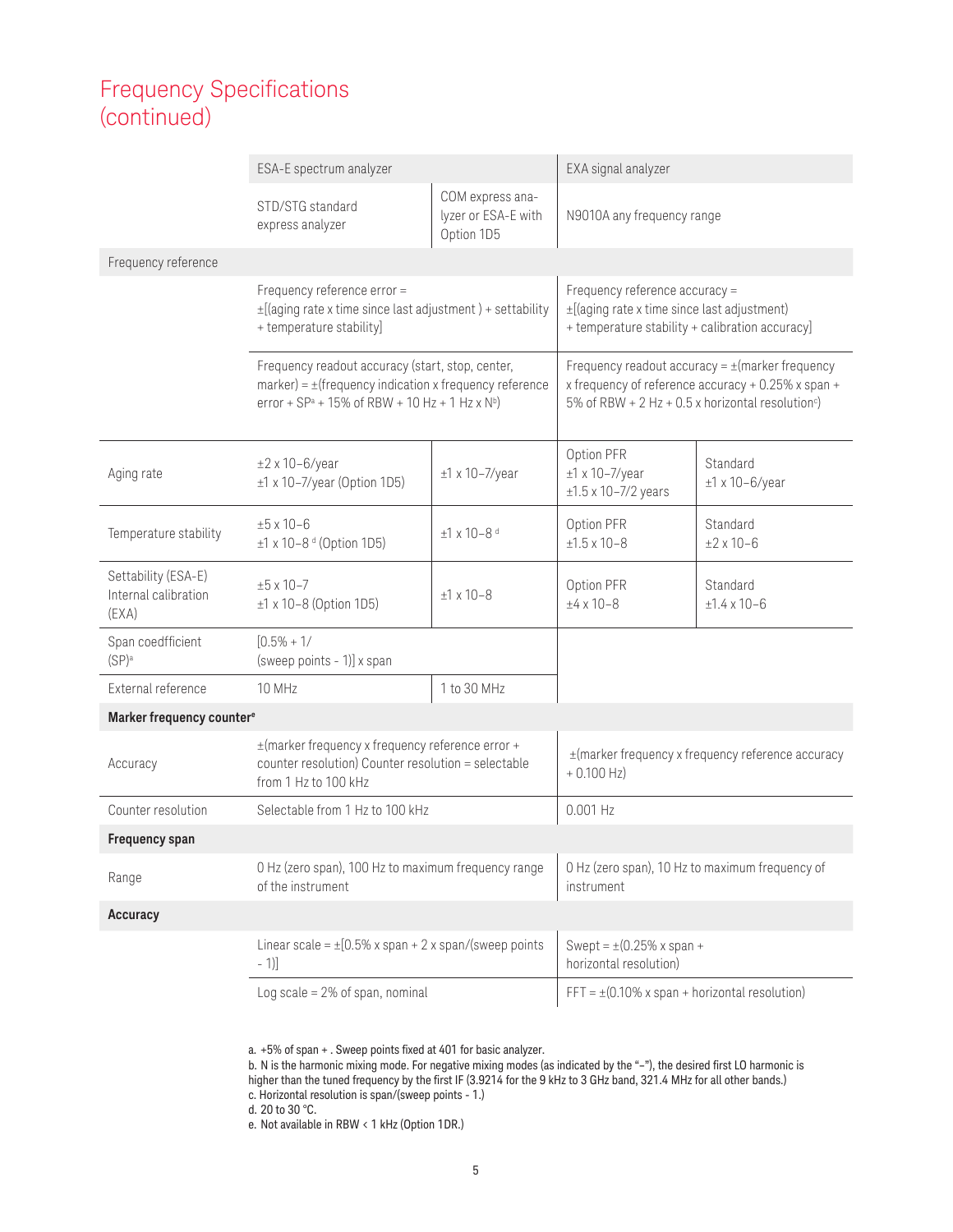# Frequency Specifications (continued)

| | ESA-E spectrum analyzer | | EXA signal analyzer | |
|---|---|---|---|---|
| | STD/STG standard express analyzer | COM express analyzer or ESA-E with Option 1D5 | N9010A any frequency range | |
| **Frequency reference** | | | | |
| | Frequency reference error = ±[(aging rate x time since last adjustment ) + settability + temperature stability] | | Frequency reference accuracy = ±[(aging rate x time since last adjustment) + temperature stability + calibration accuracy] | |
| | Frequency readout accuracy (start, stop, center, marker) = ±(frequency indication x frequency reference error + SP[a] + 15% of RBW + 10 Hz + 1 Hz x N[b]) | | Frequency readout accuracy = ±(marker frequency x frequency of reference accuracy + 0.25% x span + 5% of RBW + 2 Hz + 0.5 x horizontal resolution[c]) | |
| Aging rate | ±2 x 10–6/year<br>±1 x 10–7/year (Option 1D5) | ±1 x 10–7/year | Option PFR<br>±1 x 10–7/year<br>±1.5 x 10–7/2 years | Standard<br>±1 x 10–6/year |
| Temperature stability | ±5 x 10–6<br>±1 x 10–8 [d] (Option 1D5) | ±1 x 10–8 [d] | Option PFR<br>±1.5 x 10–8 | Standard<br>±2 x 10–6 |
| Settability (ESA-E) Internal calibration (EXA) | ±5 x 10–7<br>±1 x 10–8 (Option 1D5) | ±1 x 10–8 | Option PFR<br>±4 x 10–8 | Standard<br>±1.4 x 10–6 |
| Span coedfficient (SP)[a] | [0.5% + 1/(sweep points - 1)] x span | | | |
| External reference | 10 MHz | 1 to 30 MHz | | |
| **Marker frequency counter[e]** | | | | |
| Accuracy | ±(marker frequency x frequency reference error + counter resolution) Counter resolution = selectable from 1 Hz to 100 kHz | | ±(marker frequency x frequency reference accuracy + 0.100 Hz) | |
| Counter resolution | Selectable from 1 Hz to 100 kHz | | 0.001 Hz | |
| **Frequency span** | | | | |
| Range | 0 Hz (zero span), 100 Hz to maximum frequency range of the instrument | | 0 Hz (zero span), 10 Hz to maximum frequency of instrument | |
| **Accuracy** | | | | |
| | Linear scale = ±[0.5% x span + 2 x span/(sweep points - 1)] | | Swept = ±(0.25% x span + horizontal resolution) | |
| | Log scale = 2% of span, nominal | | FFT = ±(0.10% x span + horizontal resolution) | |

a. +5% of span + . Sweep points fixed at 401 for basic analyzer.
b. N is the harmonic mixing mode. For negative mixing modes (as indicated by the "–"), the desired first LO harmonic is higher than the tuned frequency by the first IF (3.9214 for the 9 kHz to 3 GHz band, 321.4 MHz for all other bands.)
c. Horizontal resolution is span/(sweep points - 1.)
d. 20 to 30 °C.
e. Not available in RBW < 1 kHz (Option 1DR.)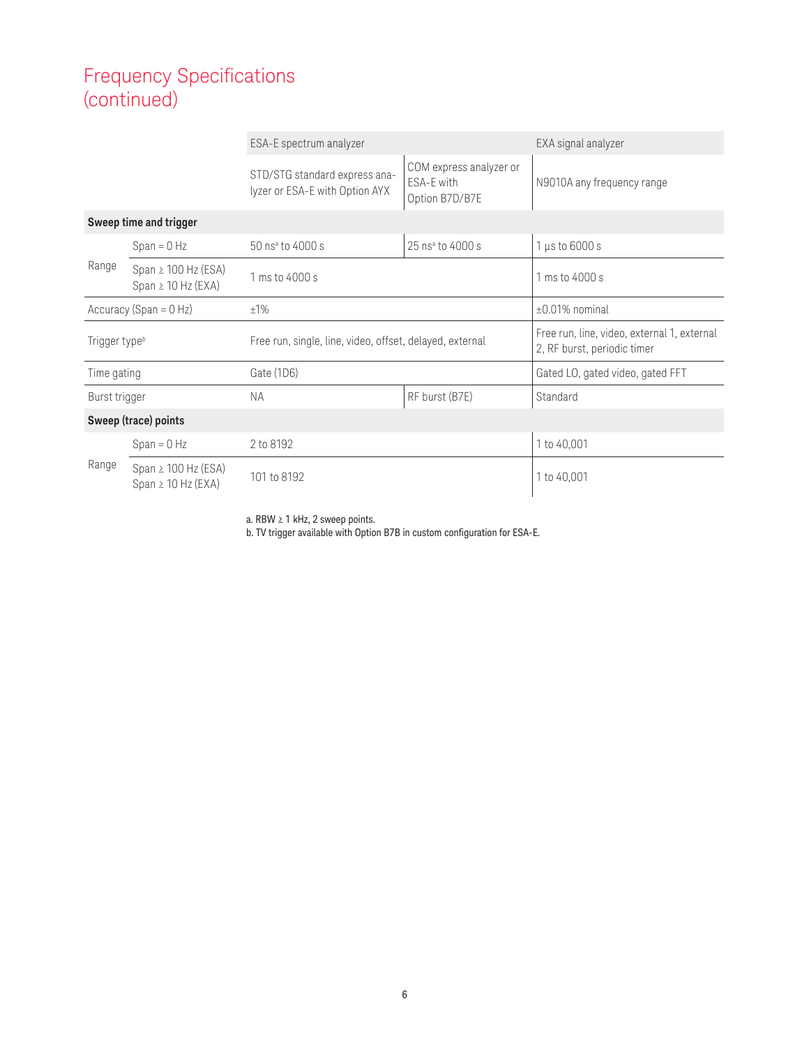# Frequency Specifications (continued)

| | | ESA-E spectrum analyzer | | EXA signal analyzer |
|---|---|---|---|---|
| | | STD/STG standard express analyzer or ESA-E with Option AYX | COM express analyzer or ESA-E with Option B7D/B7E | N9010A any frequency range |
| **Sweep time and trigger** | | | | |
| Range | Span = 0 Hz | 50 ns[a] to 4000 s | 25 ns[a] to 4000 s | 1 µs to 6000 s |
| | Span ≥ 100 Hz (ESA) Span ≥ 10 Hz (EXA) | 1 ms to 4000 s | | 1 ms to 4000 s |
| Accuracy (Span = 0 Hz) | | ±1% | | ±0.01% nominal |
| Trigger type[b] | | Free run, single, line, video, offset, delayed, external | | Free run, line, video, external 1, external 2, RF burst, periodic timer |
| Time gating | | Gate (1D6) | | Gated LO, gated video, gated FFT |
| Burst trigger | | NA | RF burst (B7E) | Standard |
| **Sweep (trace) points** | | | | |
| Range | Span = 0 Hz | 2 to 8192 | | 1 to 40,001 |
| | Span ≥ 100 Hz (ESA) Span ≥ 10 Hz (EXA) | 101 to 8192 | | 1 to 40,001 |

a. RBW ≥ 1 kHz, 2 sweep points.
b. TV trigger available with Option B7B in custom configuration for ESA-E.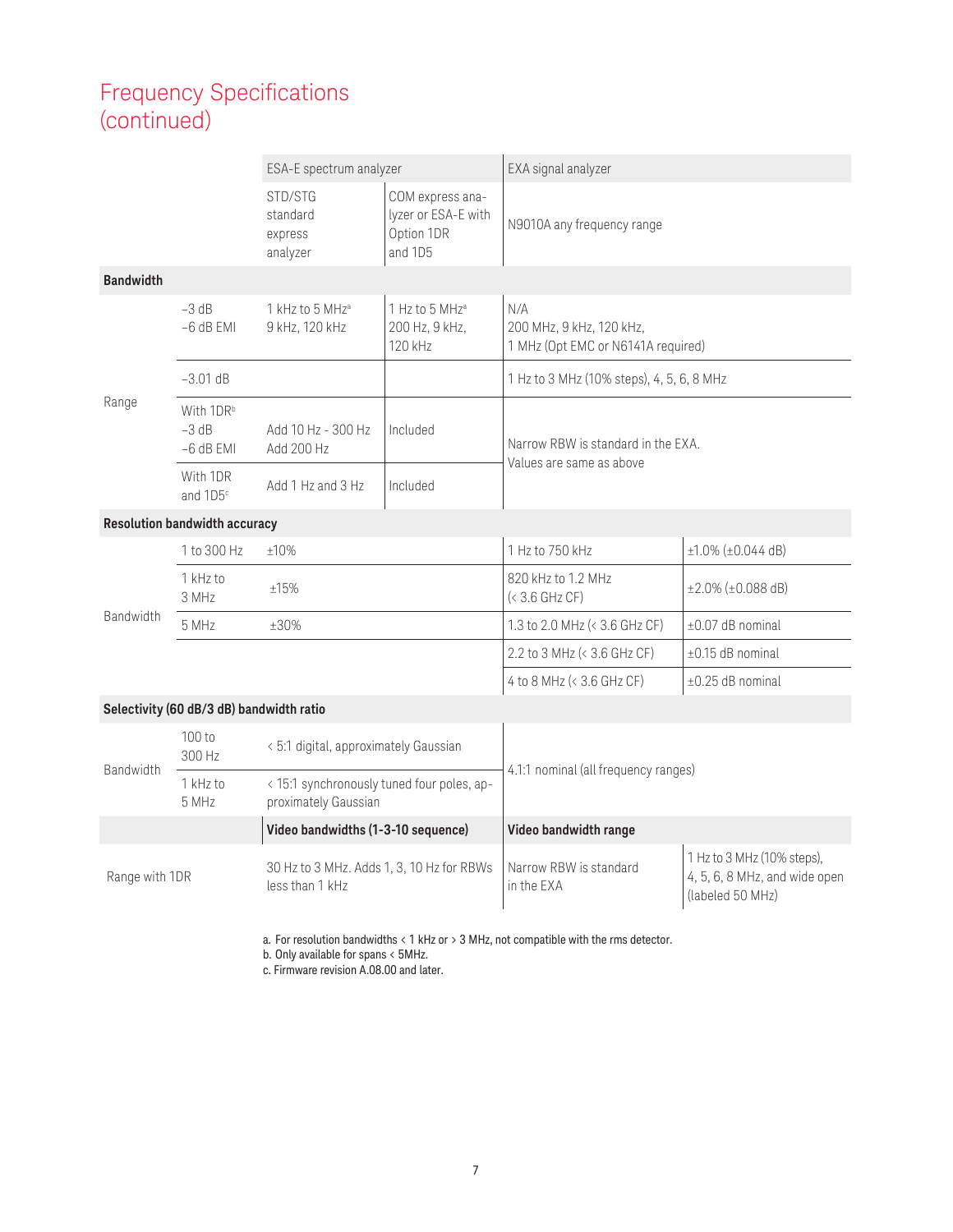# Frequency Specifications (continued)

| | | ESA-E spectrum analyzer | | EXA signal analyzer | |
|---|---|---|---|---|---|
| | | STD/STG standard express analyzer | COM express analyzer or ESA-E with Option 1DR and 1D5 | N9010A any frequency range | |
| **Bandwidth** | | | | | |
| Range | –3 dB<br>–6 dB EMI | 1 kHz to 5 MHz[a]<br>9 kHz, 120 kHz | 1 Hz to 5 MHz[a]<br>200 Hz, 9 kHz, 120 kHz | N/A<br>200 MHz, 9 kHz, 120 kHz,<br>1 MHz (Opt EMC or N6141A required) | |
| | –3.01 dB | | | 1 Hz to 3 MHz (10% steps), 4, 5, 6, 8 MHz | |
| | With 1DR[b]<br>–3 dB<br>–6 dB EMI | Add 10 Hz - 300 Hz<br>Add 200 Hz | Included | Narrow RBW is standard in the EXA.<br>Values are same as above | |
| | With 1DR and 1D5[c] | Add 1 Hz and 3 Hz | Included | | |
| **Resolution bandwidth accuracy** | | | | | |
| Bandwidth | 1 to 300 Hz | ±10% | | 1 Hz to 750 kHz | ±1.0% (±0.044 dB) |
| | 1 kHz to 3 MHz | ±15% | | 820 kHz to 1.2 MHz (< 3.6 GHz CF) | ±2.0% (±0.088 dB) |
| | 5 MHz | ±30% | | 1.3 to 2.0 MHz (< 3.6 GHz CF) | ±0.07 dB nominal |
| | | | | 2.2 to 3 MHz (< 3.6 GHz CF) | ±0.15 dB nominal |
| | | | | 4 to 8 MHz (< 3.6 GHz CF) | ±0.25 dB nominal |
| **Selectivity (60 dB/3 dB) bandwidth ratio** | | | | | |
| Bandwidth | 100 to 300 Hz | < 5:1 digital, approximately Gaussian | | 4.1:1 nominal (all frequency ranges) | |
| | 1 kHz to 5 MHz | < 15:1 synchronously tuned four poles, approximately Gaussian | | | |
| | | **Video bandwidths (1-3-10 sequence)** | | **Video bandwidth range** | |
| Range with 1DR | | 30 Hz to 3 MHz. Adds 1, 3, 10 Hz for RBWs less than 1 kHz | | Narrow RBW is standard in the EXA | 1 Hz to 3 MHz (10% steps), 4, 5, 6, 8 MHz, and wide open (labeled 50 MHz) |

a. For resolution bandwidths < 1 kHz or > 3 MHz, not compatible with the rms detector.
b. Only available for spans < 5MHz.
c. Firmware revision A.08.00 and later.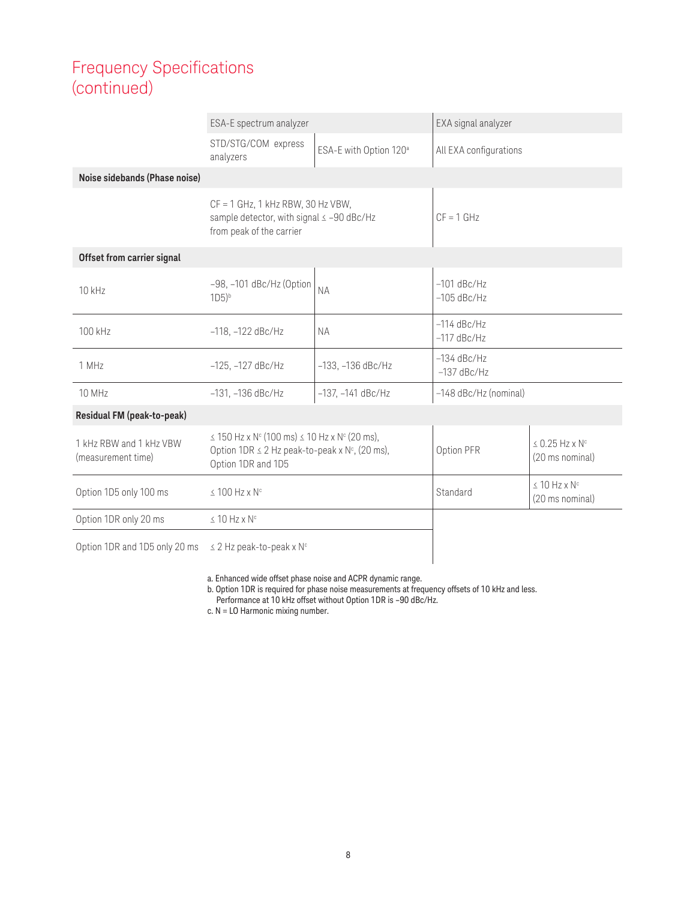## Frequency Specifications (continued)

| | ESA-E spectrum analyzer | | EXA signal analyzer | |
|---|---|---|---|---|
| | STD/STG/COM express analyzers | ESA-E with Option 120[a] | All EXA configurations | |
| **Noise sidebands (Phase noise)** | | | | |
| | CF = 1 GHz, 1 kHz RBW, 30 Hz VBW, sample detector, with signal ≤ –90 dBc/Hz from peak of the carrier | | CF = 1 GHz | |
| **Offset from carrier signal** | | | | |
| 10 kHz | –98, –101 dBc/Hz (Option 1D5)[b] | NA | –101 dBc/Hz<br>–105 dBc/Hz | |
| 100 kHz | –118, –122 dBc/Hz | NA | –114 dBc/Hz<br>–117 dBc/Hz | |
| 1 MHz | –125, –127 dBc/Hz | –133, –136 dBc/Hz | –134 dBc/Hz<br>–137 dBc/Hz | |
| 10 MHz | –131, –136 dBc/Hz | –137, –141 dBc/Hz | –148 dBc/Hz (nominal) | |
| **Residual FM (peak-to-peak)** | | | | |
| 1 kHz RBW and 1 kHz VBW (measurement time) | ≤ 150 Hz x N[c] (100 ms) ≤ 10 Hz x N[c] (20 ms), Option 1DR ≤ 2 Hz peak-to-peak x N[c], (20 ms), Option 1DR and 1D5 | | Option PFR | ≤ 0.25 Hz x N[c] (20 ms nominal) |
| Option 1D5 only 100 ms | ≤ 100 Hz x N[c] | | Standard | ≤ 10 Hz x N[c] (20 ms nominal) |
| Option 1DR only 20 ms | ≤ 10 Hz x N[c] | | | |
| Option 1DR and 1D5 only 20 ms | ≤ 2 Hz peak-to-peak x N[c] | | | |

a. Enhanced wide offset phase noise and ACPR dynamic range.
b. Option 1DR is required for phase noise measurements at frequency offsets of 10 kHz and less. Performance at 10 kHz offset without Option 1DR is –90 dBc/Hz.
c. N = LO Harmonic mixing number.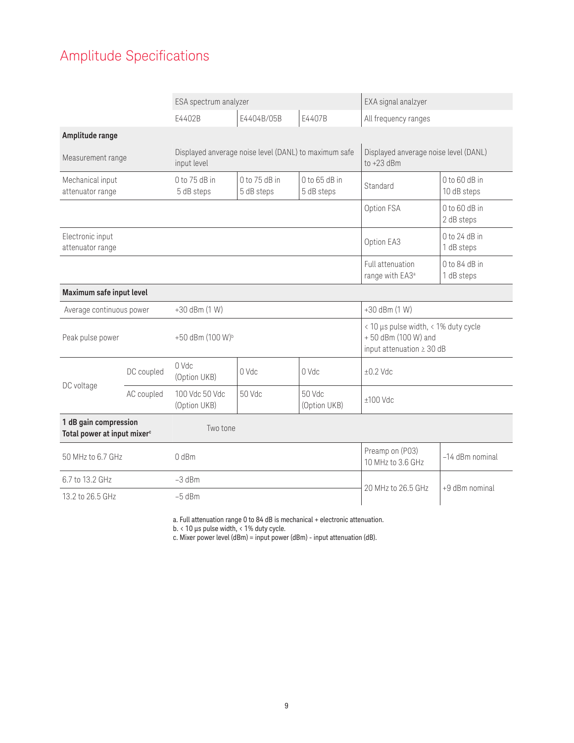# Amplitude Specifications

| | | ESA spectrum analyzer | | | EXA signal analzyer | |
|---|---|---|---|---|---|---|
| | | E4402B | E4404B/05B | E4407B | All frequency ranges | |
| **Amplitude range** | | | | | | |
| Measurement range | | Displayed anverage noise level (DANL) to maximum safe input level | | | Displayed anverage noise level (DANL) to +23 dBm | |
| Mechanical input attenuator range | | 0 to 75 dB in 5 dB steps | 0 to 75 dB in 5 dB steps | 0 to 65 dB in 5 dB steps | Standard | 0 to 60 dB in 10 dB steps |
| | | | | | Option FSA | 0 to 60 dB in 2 dB steps |
| Electronic input attenuator range | | | | | Option EA3 | 0 to 24 dB in 1 dB steps |
| | | | | | Full attenuation range with EA3[a] | 0 to 84 dB in 1 dB steps |
| **Maximum safe input level** | | | | | | |
| Average continuous power | | +30 dBm (1 W) | | | +30 dBm (1 W) | |
| Peak pulse power | | +50 dBm (100 W)[b] | | | < 10 µs pulse width, < 1% duty cycle + 50 dBm (100 W) and input attenuation ≥ 30 dB | |
| DC voltage | DC coupled | 0 Vdc (Option UKB) | 0 Vdc | 0 Vdc | ±0.2 Vdc | |
| | AC coupled | 100 Vdc 50 Vdc (Option UKB) | 50 Vdc | 50 Vdc (Option UKB) | ±100 Vdc | |
| **1 dB gain compression Total power at input mixer[c]** | | Two tone | | | | |
| 50 MHz to 6.7 GHz | | 0 dBm | | | Preamp on (P03) 10 MHz to 3.6 GHz | –14 dBm nominal |
| 6.7 to 13.2 GHz | | –3 dBm | | | 20 MHz to 26.5 GHz | +9 dBm nominal |
| 13.2 to 26.5 GHz | | –5 dBm | | | | |

a. Full attenuation range 0 to 84 dB is mechanical + electronic attenuation.
b. < 10 µs pulse width, < 1% duty cycle.
c. Mixer power level (dBm) = input power (dBm) - input attenuation (dB).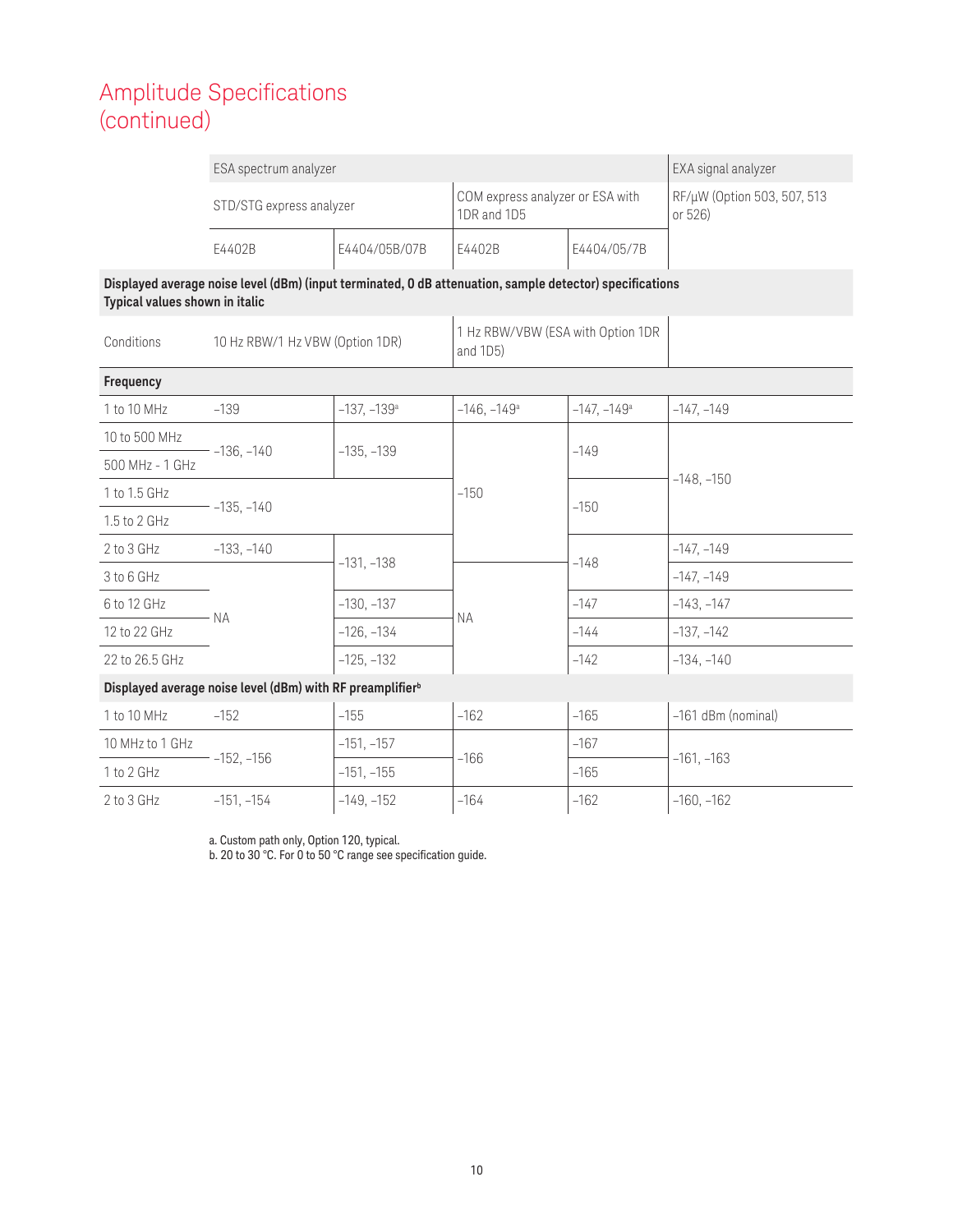# Amplitude Specifications (continued)

| | ESA spectrum analyzer | | | | EXA signal analyzer |
|---|---|---|---|---|---|
| | STD/STG express analyzer | | COM express analyzer or ESA with 1DR and 1D5 | | RF/µW (Option 503, 507, 513 or 526) |
| | E4402B | E4404/05B/07B | E4402B | E4404/05/7B | |
| **Displayed average noise level (dBm) (input terminated, 0 dB attenuation, sample detector) specifications Typical values shown in italic** | | | | | |
| Conditions | 10 Hz RBW/1 Hz VBW (Option 1DR) | | 1 Hz RBW/VBW (ESA with Option 1DR and 1D5) | | |
| **Frequency** | | | | | |
| 1 to 10 MHz | –139 | –137, –139[a] | –146, –149[a] | –147, –149[a] | –147, –149 |
| 10 to 500 MHz | –136, –140 | –135, –139 | –150 | –149 | –148, –150 |
| 500 MHz - 1 GHz | –136, –140 | –135, –139 | –150 | –149 | –148, –150 |
| 1 to 1.5 GHz | –135, –140 | –135, –140 | –150 | –150 | –148, –150 |
| 1.5 to 2 GHz | –135, –140 | –135, –140 | –150 | –150 | –148, –150 |
| 2 to 3 GHz | –133, –140 | –131, –138 | –150 | –148 | –147, –149 |
| 3 to 6 GHz | NA | –131, –138 | NA | –148 | –147, –149 |
| 6 to 12 GHz | NA | –130, –137 | NA | –147 | –143, –147 |
| 12 to 22 GHz | NA | –126, –134 | NA | –144 | –137, –142 |
| 22 to 26.5 GHz | NA | –125, –132 | NA | –142 | –134, –140 |
| **Displayed average noise level (dBm) with RF preamplifier[b]** | | | | | |
| 1 to 10 MHz | –152 | –155 | –162 | –165 | –161 dBm (nominal) |
| 10 MHz to 1 GHz | –152, –156 | –151, –157 | –166 | –167 | –161, –163 |
| 1 to 2 GHz | –152, –156 | –151, –155 | –166 | –165 | –161, –163 |
| 2 to 3 GHz | –151, –154 | –149, –152 | –164 | –162 | –160, –162 |

a. Custom path only, Option 120, typical.
b. 20 to 30 °C. For 0 to 50 °C range see specification guide.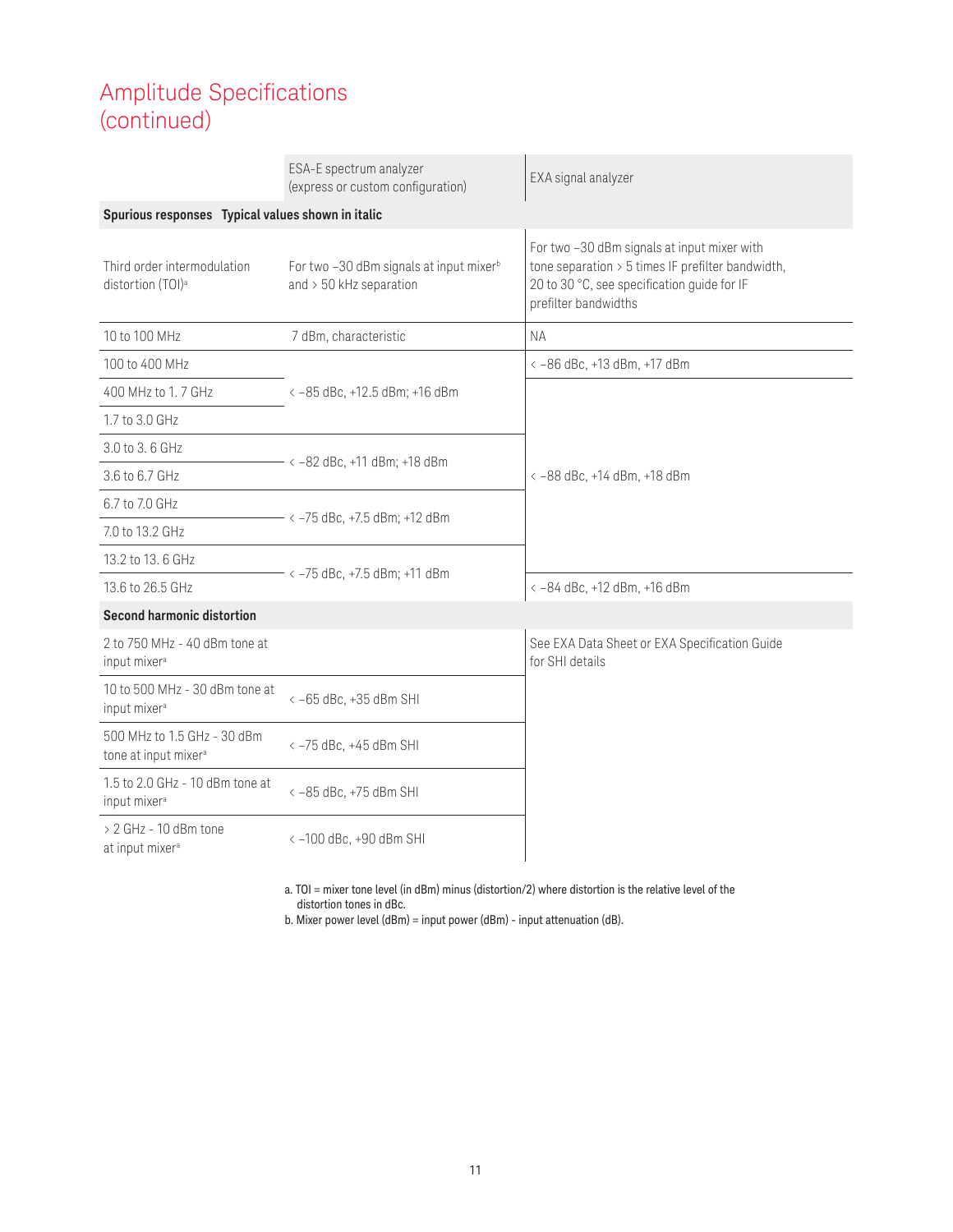# Amplitude Specifications (continued)

| | ESA-E spectrum analyzer (express or custom configuration) | EXA signal analyzer |
|---|---|---|
| **Spurious responses  Typical values shown in italic** | | |
| Third order intermodulation distortion (TOI)[a] | For two –30 dBm signals at input mixer[b] and > 50 kHz separation | For two –30 dBm signals at input mixer with tone separation > 5 times IF prefilter bandwidth, 20 to 30 °C, see specification guide for IF prefilter bandwidths |
| 10 to 100 MHz | 7 dBm, characteristic | NA |
| 100 to 400 MHz | < –85 dBc, +12.5 dBm; +16 dBm | < –86 dBc, +13 dBm, +17 dBm |
| 400 MHz to 1. 7 GHz | | < –88 dBc, +14 dBm, +18 dBm |
| 1.7 to 3.0 GHz | | |
| 3.0 to 3. 6 GHz | < –82 dBc, +11 dBm; +18 dBm | |
| 3.6 to 6.7 GHz | | |
| 6.7 to 7.0 GHz | < –75 dBc, +7.5 dBm; +12 dBm | |
| 7.0 to 13.2 GHz | | |
| 13.2 to 13. 6 GHz | < –75 dBc, +7.5 dBm; +11 dBm | |
| 13.6 to 26.5 GHz | | < –84 dBc, +12 dBm, +16 dBm |
| **Second harmonic distortion** | | |
| 2 to 750 MHz - 40 dBm tone at input mixer[a] | | See EXA Data Sheet or EXA Specification Guide for SHI details |
| 10 to 500 MHz - 30 dBm tone at input mixer[a] | < –65 dBc, +35 dBm SHI | |
| 500 MHz to 1.5 GHz - 30 dBm tone at input mixer[a] | < –75 dBc, +45 dBm SHI | |
| 1.5 to 2.0 GHz - 10 dBm tone at input mixer[a] | < –85 dBc, +75 dBm SHI | |
| > 2 GHz - 10 dBm tone at input mixer[a] | < –100 dBc, +90 dBm SHI | |

a. TOI = mixer tone level (in dBm) minus (distortion/2) where distortion is the relative level of the distortion tones in dBc.
b. Mixer power level (dBm) = input power (dBm) - input attenuation (dB).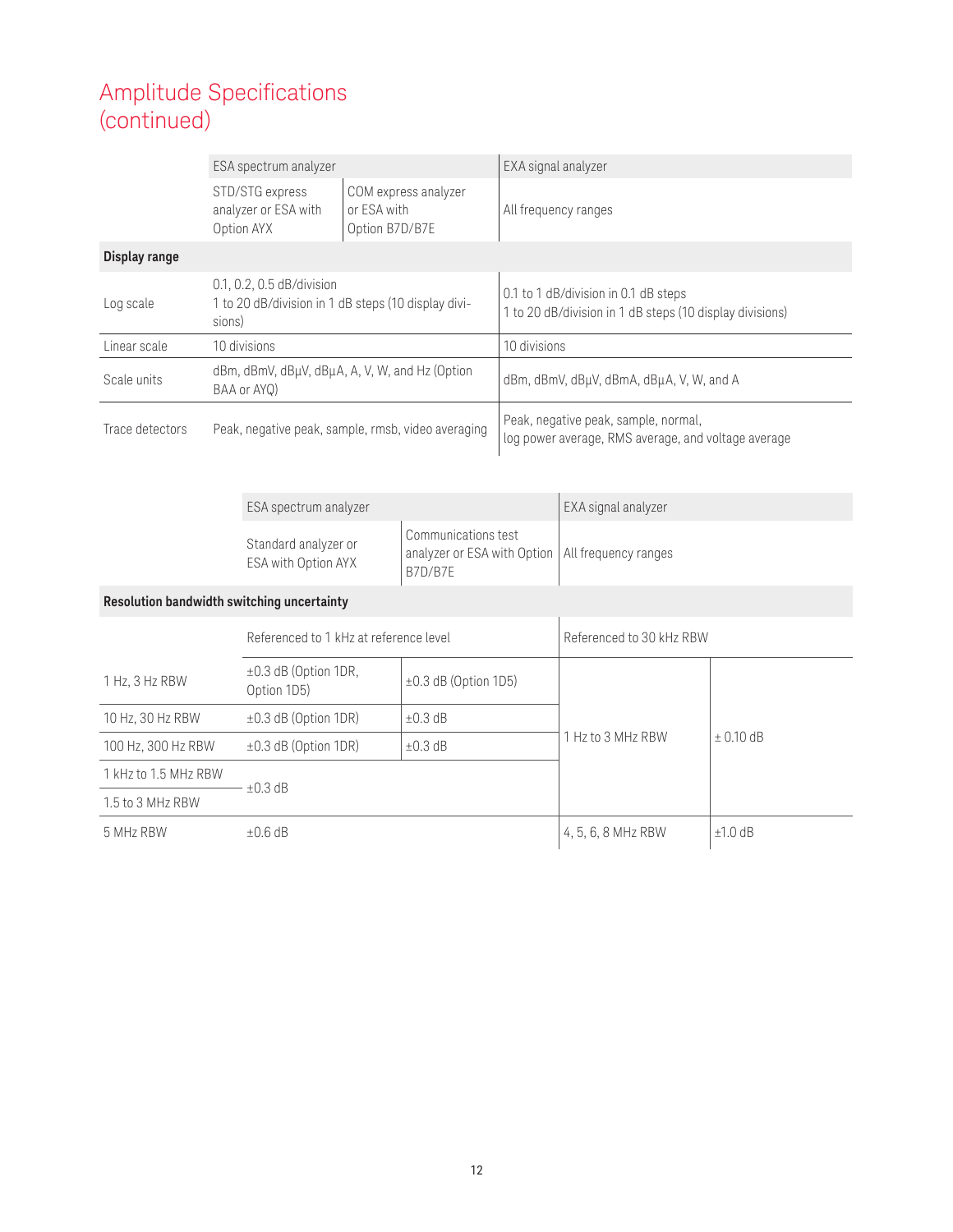# Amplitude Specifications (continued)

| | ESA spectrum analyzer | | EXA signal analyzer |
|---|---|---|---|
| | STD/STG express analyzer or ESA with Option AYX | COM express analyzer or ESA with Option B7D/B7E | All frequency ranges |
| **Display range** | | | |
| Log scale | 0.1, 0.2, 0.5 dB/division<br>1 to 20 dB/division in 1 dB steps (10 display divisions) | | 0.1 to 1 dB/division in 0.1 dB steps<br>1 to 20 dB/division in 1 dB steps (10 display divisions) |
| Linear scale | 10 divisions | | 10 divisions |
| Scale units | dBm, dBmV, dBµV, dBµA, A, V, W, and Hz (Option BAA or AYQ) | | dBm, dBmV, dBµV, dBmA, dBµA, V, W, and A |
| Trace detectors | Peak, negative peak, sample, rmsb, video averaging | | Peak, negative peak, sample, normal, log power average, RMS average, and voltage average |

| | ESA spectrum analyzer | | EXA signal analyzer | |
|---|---|---|---|---|
| | Standard analyzer or ESA with Option AYX | Communications test analyzer or ESA with Option B7D/B7E | All frequency ranges | |
| **Resolution bandwidth switching uncertainty** | | | | |
| | Referenced to 1 kHz at reference level | | Referenced to 30 kHz RBW | |
| 1 Hz, 3 Hz RBW | ±0.3 dB (Option 1DR, Option 1D5) | ±0.3 dB (Option 1D5) | 1 Hz to 3 MHz RBW | ± 0.10 dB |
| 10 Hz, 30 Hz RBW | ±0.3 dB (Option 1DR) | ±0.3 dB | | |
| 100 Hz, 300 Hz RBW | ±0.3 dB (Option 1DR) | ±0.3 dB | | |
| 1 kHz to 1.5 MHz RBW | ±0.3 dB | | | |
| 1.5 to 3 MHz RBW | | | | |
| 5 MHz RBW | ±0.6 dB | | 4, 5, 6, 8 MHz RBW | ±1.0 dB |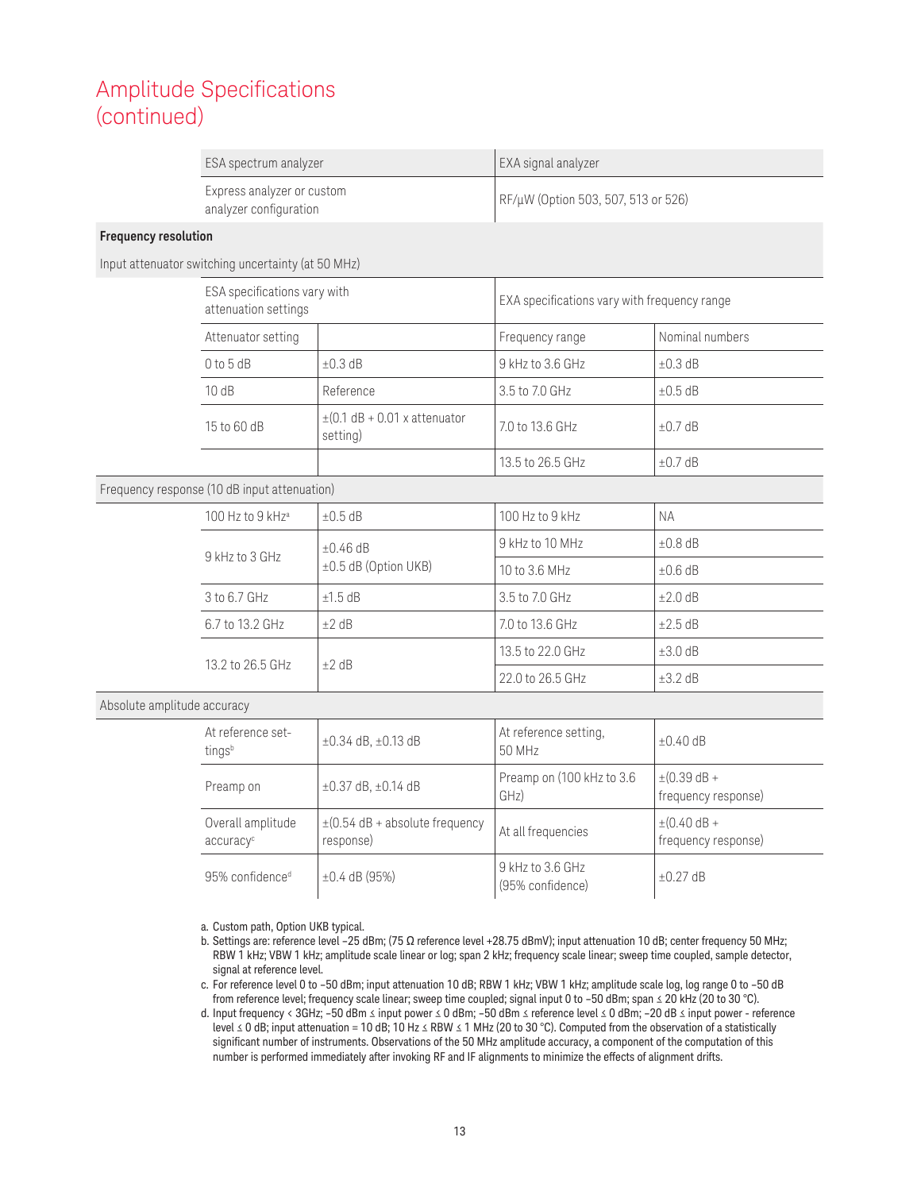# Amplitude Specifications (continued)

| | ESA spectrum analyzer | | EXA signal analyzer | |
|---|---|---|---|---|
| | Express analyzer or custom analyzer configuration | | RF/µW (Option 503, 507, 513 or 526) | |
| **Frequency resolution** | | | | |
| Input attenuator switching uncertainty (at 50 MHz) | | | | |
| | ESA specifications vary with attenuation settings | | EXA specifications vary with frequency range | |
| | Attenuator setting | | Frequency range | Nominal numbers |
| | 0 to 5 dB | ±0.3 dB | 9 kHz to 3.6 GHz | ±0.3 dB |
| | 10 dB | Reference | 3.5 to 7.0 GHz | ±0.5 dB |
| | 15 to 60 dB | ±(0.1 dB + 0.01 x attenuator setting) | 7.0 to 13.6 GHz | ±0.7 dB |
| | | | 13.5 to 26.5 GHz | ±0.7 dB |
| Frequency response (10 dB input attenuation) | | | | |
| | 100 Hz to 9 kHz[a] | ±0.5 dB | 100 Hz to 9 kHz | NA |
| | 9 kHz to 3 GHz | ±0.46 dB<br>±0.5 dB (Option UKB) | 9 kHz to 10 MHz | ±0.8 dB |
| | | | 10 to 3.6 MHz | ±0.6 dB |
| | 3 to 6.7 GHz | ±1.5 dB | 3.5 to 7.0 GHz | ±2.0 dB |
| | 6.7 to 13.2 GHz | ±2 dB | 7.0 to 13.6 GHz | ±2.5 dB |
| | 13.2 to 26.5 GHz | ±2 dB | 13.5 to 22.0 GHz | ±3.0 dB |
| | | | 22.0 to 26.5 GHz | ±3.2 dB |
| Absolute amplitude accuracy | | | | |
| | At reference settings[b] | ±0.34 dB, ±0.13 dB | At reference setting, 50 MHz | ±0.40 dB |
| | Preamp on | ±0.37 dB, ±0.14 dB | Preamp on (100 kHz to 3.6 GHz) | ±(0.39 dB + frequency response) |
| | Overall amplitude accuracy[c] | ±(0.54 dB + absolute frequency response) | At all frequencies | ±(0.40 dB + frequency response) |
| | 95% confidence[d] | ±0.4 dB (95%) | 9 kHz to 3.6 GHz (95% confidence) | ±0.27 dB |

a. Custom path, Option UKB typical.

b. Settings are: reference level –25 dBm; (75 Ω reference level +28.75 dBmV); input attenuation 10 dB; center frequency 50 MHz; RBW 1 kHz; VBW 1 kHz; amplitude scale linear or log; span 2 kHz; frequency scale linear; sweep time coupled, sample detector, signal at reference level.

c. For reference level 0 to –50 dBm; input attenuation 10 dB; RBW 1 kHz; VBW 1 kHz; amplitude scale log, log range 0 to –50 dB from reference level; frequency scale linear; sweep time coupled; signal input 0 to –50 dBm; span ≤ 20 kHz (20 to 30 °C).

d. Input frequency < 3GHz; –50 dBm ≤ input power ≤ 0 dBm; –50 dBm ≤ reference level ≤ 0 dBm; –20 dB ≤ input power - reference level ≤ 0 dB; input attenuation = 10 dB; 10 Hz ≤ RBW ≤ 1 MHz (20 to 30 °C). Computed from the observation of a statistically significant number of instruments. Observations of the 50 MHz amplitude accuracy, a component of the computation of this number is performed immediately after invoking RF and IF alignments to minimize the effects of alignment drifts.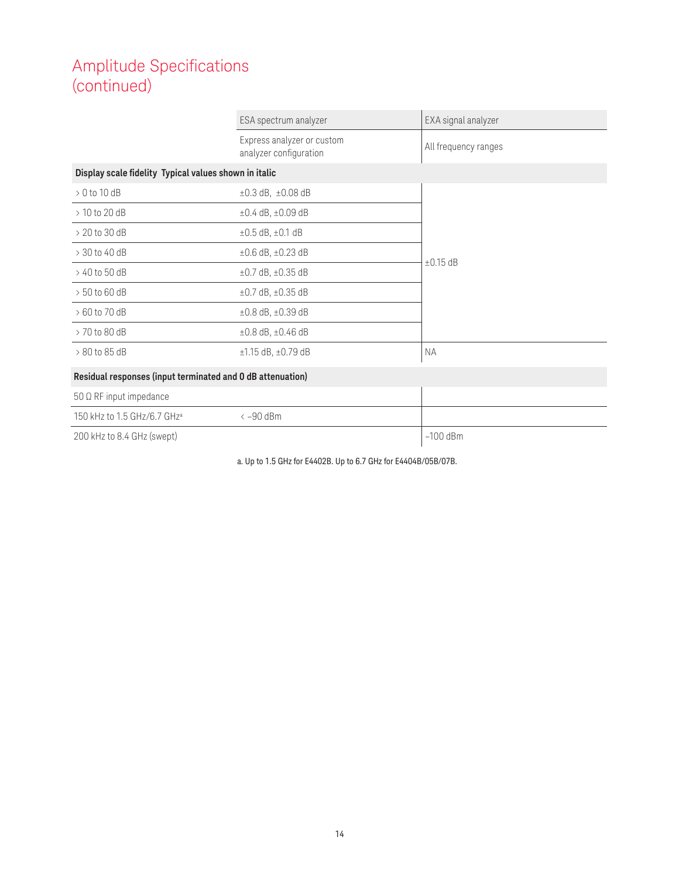# Amplitude Specifications (continued)

| | ESA spectrum analyzer | EXA signal analyzer |
|---|---|---|
| | Express analyzer or custom analyzer configuration | All frequency ranges |
| **Display scale fidelity  Typical values shown in italic** | | |
| > 0 to 10 dB | ±0.3 dB,  ±0.08 dB | ±0.15 dB |
| > 10 to 20 dB | ±0.4 dB, ±0.09 dB | |
| > 20 to 30 dB | ±0.5 dB, ±0.1 dB | |
| > 30 to 40 dB | ±0.6 dB, ±0.23 dB | |
| > 40 to 50 dB | ±0.7 dB, ±0.35 dB | |
| > 50 to 60 dB | ±0.7 dB, ±0.35 dB | |
| > 60 to 70 dB | ±0.8 dB, ±0.39 dB | |
| > 70 to 80 dB | ±0.8 dB, ±0.46 dB | |
| > 80 to 85 dB | ±1.15 dB, ±0.79 dB | NA |
| **Residual responses (input terminated and 0 dB attenuation)** | | |
| 50 Ω RF input impedance | | |
| 150 kHz to 1.5 GHz/6.7 GHz[a] | < –90 dBm | |
| 200 kHz to 8.4 GHz (swept) | | –100 dBm |

a. Up to 1.5 GHz for E4402B. Up to 6.7 GHz for E4404B/05B/07B.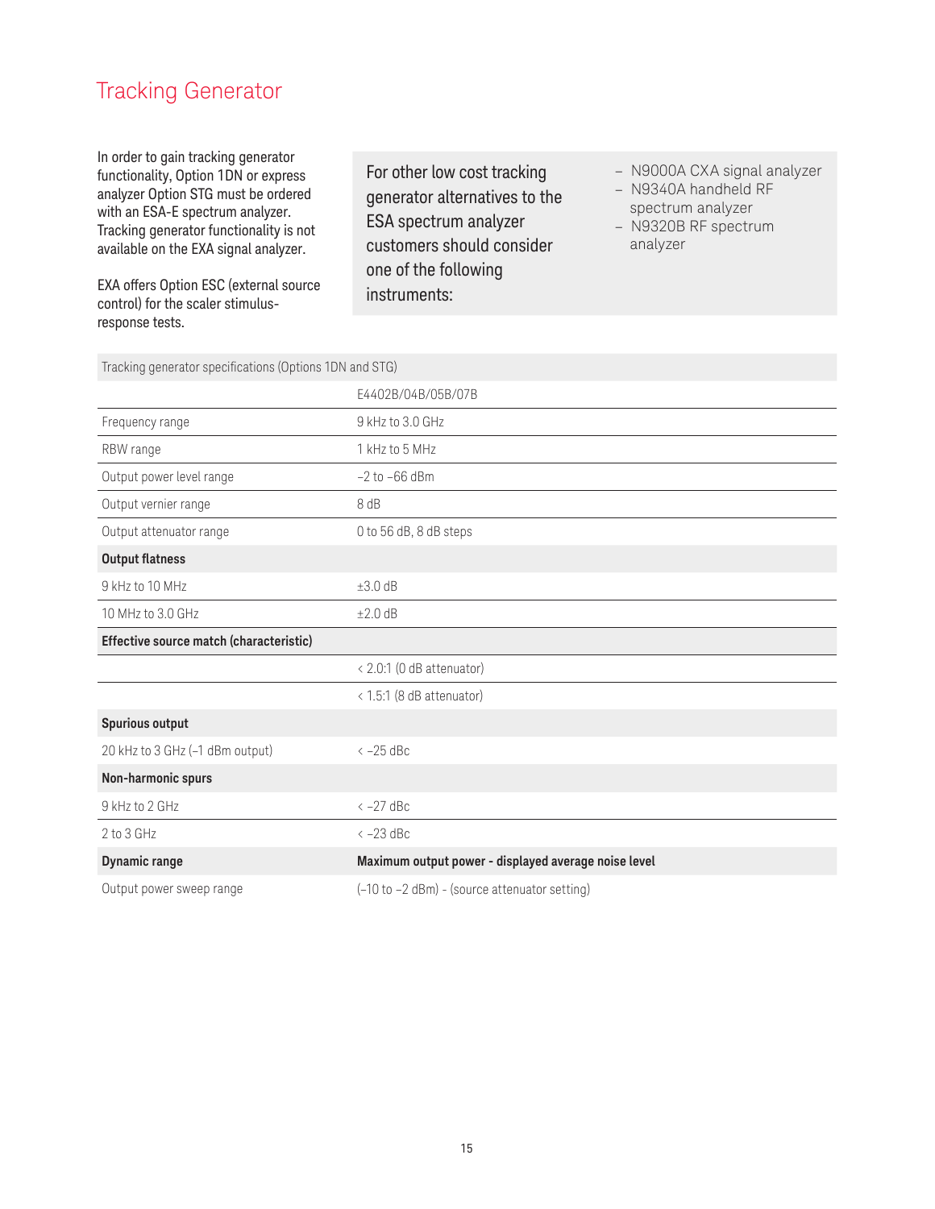# Tracking Generator

In order to gain tracking generator functionality, Option 1DN or express analyzer Option STG must be ordered with an ESA-E spectrum analyzer. Tracking generator functionality is not available on the EXA signal analyzer.

EXA offers Option ESC (external source control) for the scaler stimulus-response tests.

For other low cost tracking generator alternatives to the ESA spectrum analyzer customers should consider one of the following instruments:

- N9000A CXA signal analyzer
- N9340A handheld RF spectrum analyzer
- N9320B RF spectrum analyzer

| Tracking generator specifications (Options 1DN and STG) | |
|---|---|
| | E4402B/04B/05B/07B |
| Frequency range | 9 kHz to 3.0 GHz |
| RBW range | 1 kHz to 5 MHz |
| Output power level range | –2 to –66 dBm |
| Output vernier range | 8 dB |
| Output attenuator range | 0 to 56 dB, 8 dB steps |
| **Output flatness** | |
| 9 kHz to 10 MHz | ±3.0 dB |
| 10 MHz to 3.0 GHz | ±2.0 dB |
| **Effective source match (characteristic)** | |
| | < 2.0:1 (0 dB attenuator) |
| | < 1.5:1 (8 dB attenuator) |
| **Spurious output** | |
| 20 kHz to 3 GHz (–1 dBm output) | < –25 dBc |
| **Non-harmonic spurs** | |
| 9 kHz to 2 GHz | < –27 dBc |
| 2 to 3 GHz | < –23 dBc |
| **Dynamic range** | **Maximum output power - displayed average noise level** |
| Output power sweep range | (–10 to –2 dBm) - (source attenuator setting) |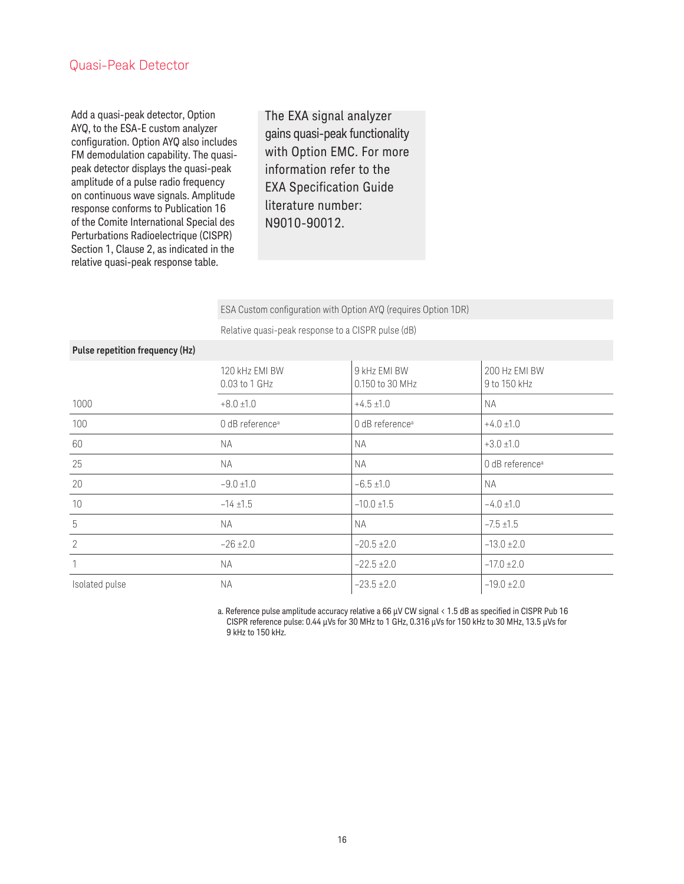## Quasi-Peak Detector

Add a quasi-peak detector, Option AYQ, to the ESA-E custom analyzer configuration. Option AYQ also includes FM demodulation capability. The quasi-peak detector displays the quasi-peak amplitude of a pulse radio frequency on continuous wave signals. Amplitude response conforms to Publication 16 of the Comite International Special des Perturbations Radioelectrique (CISPR) Section 1, Clause 2, as indicated in the relative quasi-peak response table.

The EXA signal analyzer gains quasi-peak functionality with Option EMC. For more information refer to the EXA Specification Guide literature number: N9010-90012.

| | ESA Custom configuration with Option AYQ (requires Option 1DR) | | |
|---|---|---|---|
| | Relative quasi-peak response to a CISPR pulse (dB) | | |
| **Pulse repetition frequency (Hz)** | | | |
| | 120 kHz EMI BW 0.03 to 1 GHz | 9 kHz EMI BW 0.150 to 30 MHz | 200 Hz EMI BW 9 to 150 kHz |
| 1000 | +8.0 ±1.0 | +4.5 ±1.0 | NA |
| 100 | 0 dB reference[a] | 0 dB reference[a] | +4.0 ±1.0 |
| 60 | NA | NA | +3.0 ±1.0 |
| 25 | NA | NA | 0 dB reference[a] |
| 20 | –9.0 ±1.0 | –6.5 ±1.0 | NA |
| 10 | –14 ±1.5 | –10.0 ±1.5 | –4.0 ±1.0 |
| 5 | NA | NA | –7.5 ±1.5 |
| 2 | –26 ±2.0 | –20.5 ±2.0 | –13.0 ±2.0 |
| 1 | NA | –22.5 ±2.0 | –17.0 ±2.0 |
| Isolated pulse | NA | –23.5 ±2.0 | –19.0 ±2.0 |

a. Reference pulse amplitude accuracy relative a 66 µV CW signal < 1.5 dB as specified in CISPR Pub 16 CISPR reference pulse: 0.44 µVs for 30 MHz to 1 GHz, 0.316 µVs for 150 kHz to 30 MHz, 13.5 µVs for 9 kHz to 150 kHz.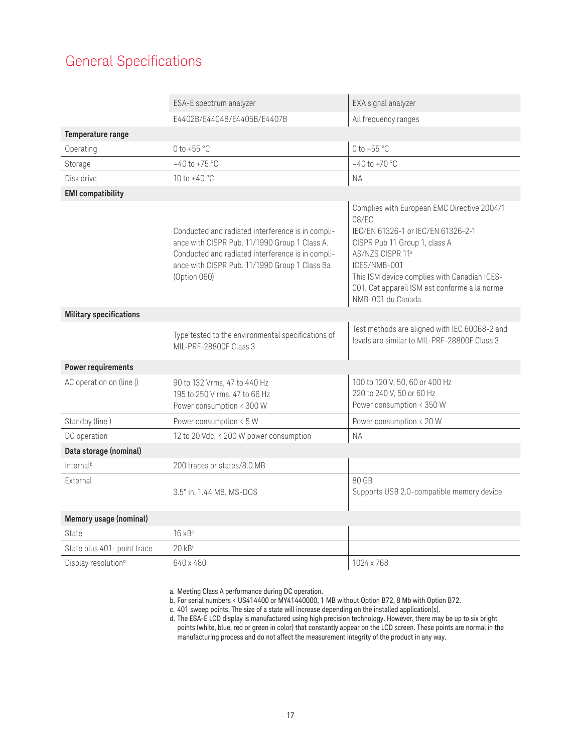# General Specifications

| | ESA-E spectrum analyzer | EXA signal analyzer |
|---|---|---|
| | E4402B/E4404B/E4405B/E4407B | All frequency ranges |
| **Temperature range** | | |
| Operating | 0 to +55 °C | 0 to +55 °C |
| Storage | –40 to +75 °C | –40 to +70 °C |
| Disk drive | 10 to +40 °C | NA |
| **EMI compatibility** | | |
| | Conducted and radiated interference is in compliance with CISPR Pub. 11/1990 Group 1 Class A. Conducted and radiated interference is in compliance with CISPR Pub. 11/1990 Group 1 Class Ba (Option 060) | Complies with European EMC Directive 2004/108/EC<br>IEC/EN 61326-1 or IEC/EN 61326-2-1<br>CISPR Pub 11 Group 1, class A<br>AS/NZS CISPR 11[a]<br>ICES/NMB-001<br>This ISM device complies with Canadian ICES-001. Cet appareil ISM est conforme a la norme NMB-001 du Canada. |
| **Military specifications** | | |
| | Type tested to the environmental specifications of MIL-PRF-28800F Class 3 | Test methods are aligned with IEC 60068-2 and levels are similar to MIL-PRF-28800F Class 3 |
| **Power requirements** | | |
| AC operation on (line \|) | 90 to 132 Vrms, 47 to 440 Hz<br>195 to 250 V rms, 47 to 66 Hz<br>Power consumption < 300 W | 100 to 120 V, 50, 60 or 400 Hz<br>220 to 240 V, 50 or 60 Hz<br>Power consumption < 350 W |
| Standby (line ) | Power consumption < 5 W | Power consumption < 20 W |
| DC operation | 12 to 20 Vdc, < 200 W power consumption | NA |
| **Data storage (nominal)** | | |
| Internal[b] | 200 traces or states/8.0 MB | |
| External | 3.5" in, 1.44 MB, MS-DOS | 80 GB<br>Supports USB 2.0-compatible memory device |
| **Memory usage (nominal)** | | |
| State | 16 kB[c] | |
| State plus 401- point trace | 20 kB[c] | |
| Display resolution[d] | 640 x 480 | 1024 x 768 |

a. Meeting Class A performance during DC operation.
b. For serial numbers < US414400 or MY41440000, 1 MB without Option B72, 8 Mb with Option B72.
c. 401 sweep points. The size of a state will increase depending on the installed application(s).
d. The ESA-E LCD display is manufactured using high precision technology. However, there may be up to six bright points (white, blue, red or green in color) that constantly appear on the LCD screen. These points are normal in the manufacturing process and do not affect the measurement integrity of the product in any way.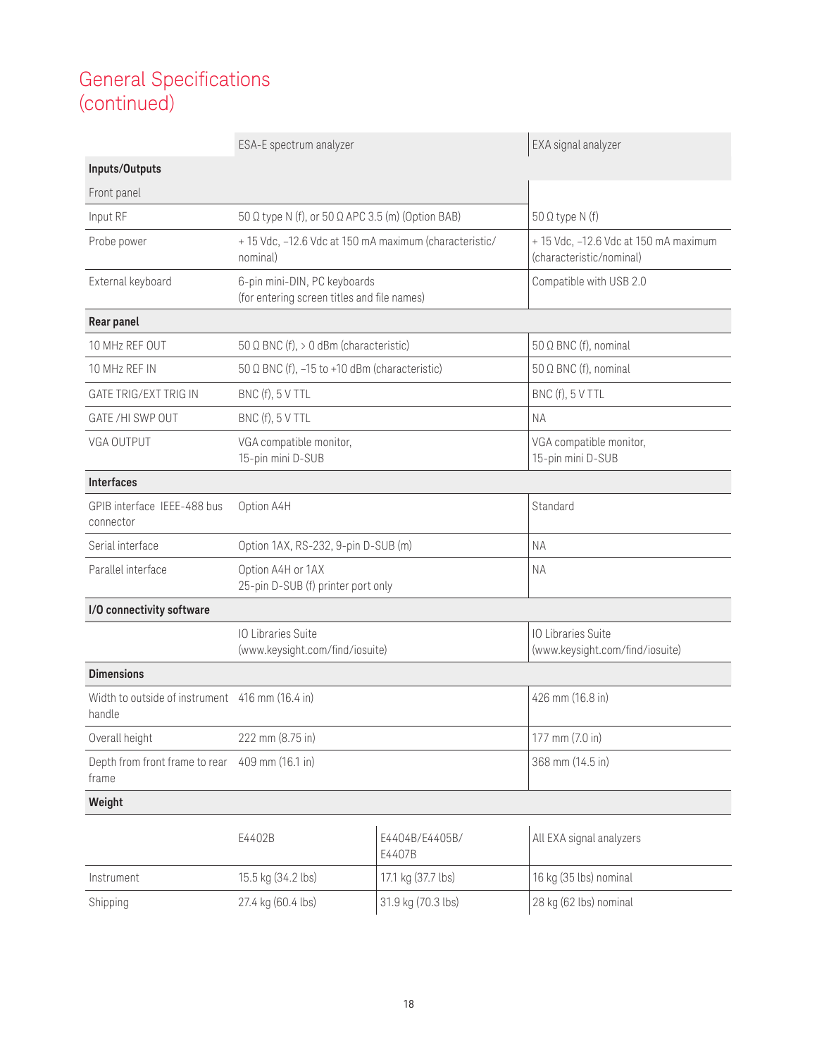# General Specifications (continued)

| | ESA-E spectrum analyzer | | EXA signal analyzer |
|---|---|---|---|
| **Inputs/Outputs** | | | |
| Front panel | | | |
| Input RF | 50 Ω type N (f), or 50 Ω APC 3.5 (m) (Option BAB) | | 50 Ω type N (f) |
| Probe power | + 15 Vdc, –12.6 Vdc at 150 mA maximum (characteristic/ nominal) | | + 15 Vdc, –12.6 Vdc at 150 mA maximum (characteristic/nominal) |
| External keyboard | 6-pin mini-DIN, PC keyboards (for entering screen titles and file names) | | Compatible with USB 2.0 |
| **Rear panel** | | | |
| 10 MHz REF OUT | 50 Ω BNC (f), > 0 dBm (characteristic) | | 50 Ω BNC (f), nominal |
| 10 MHz REF IN | 50 Ω BNC (f), –15 to +10 dBm (characteristic) | | 50 Ω BNC (f), nominal |
| GATE TRIG/EXT TRIG IN | BNC (f), 5 V TTL | | BNC (f), 5 V TTL |
| GATE /HI SWP OUT | BNC (f), 5 V TTL | | NA |
| VGA OUTPUT | VGA compatible monitor, 15-pin mini D-SUB | | VGA compatible monitor, 15-pin mini D-SUB |
| **Interfaces** | | | |
| GPIB interface IEEE-488 bus connector | Option A4H | | Standard |
| Serial interface | Option 1AX, RS-232, 9-pin D-SUB (m) | | NA |
| Parallel interface | Option A4H or 1AX 25-pin D-SUB (f) printer port only | | NA |
| **I/O connectivity software** | | | |
| | IO Libraries Suite (www.keysight.com/find/iosuite) | | IO Libraries Suite (www.keysight.com/find/iosuite) |
| **Dimensions** | | | |
| Width to outside of instrument handle | 416 mm (16.4 in) | | 426 mm (16.8 in) |
| Overall height | 222 mm (8.75 in) | | 177 mm (7.0 in) |
| Depth from front frame to rear frame | 409 mm (16.1 in) | | 368 mm (14.5 in) |
| **Weight** | | | |
| | E4402B | E4404B/E4405B/ E4407B | All EXA signal analyzers |
| Instrument | 15.5 kg (34.2 lbs) | 17.1 kg (37.7 lbs) | 16 kg (35 lbs) nominal |
| Shipping | 27.4 kg (60.4 lbs) | 31.9 kg (70.3 lbs) | 28 kg (62 lbs) nominal |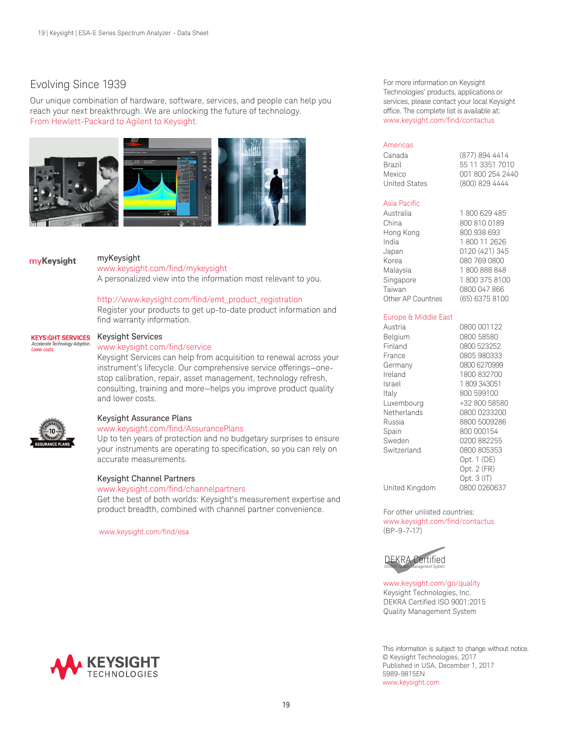## Evolving Since 1939

Our unique combination of hardware, software, services, and people can help you reach your next breakthrough. We are unlocking the future of technology.
From Hewlett-Packard to Agilent to Keysight.

**myKeysight**

myKeysight
www.keysight.com/find/mykeysight
A personalized view into the information most relevant to you.

http://www.keysight.com/find/emt_product_registration
Register your products to get up-to-date product information and find warranty information.

**KEYSIGHT SERVICES**
*Accelerate Technology Adoption. Lower costs.*

Keysight Services
www.keysight.com/find/service
Keysight Services can help from acquisition to renewal across your instrument's lifecycle. Our comprehensive service offerings—one-stop calibration, repair, asset management, technology refresh, consulting, training and more—helps you improve product quality and lower costs.

Keysight Assurance Plans
www.keysight.com/find/AssurancePlans
Up to ten years of protection and no budgetary surprises to ensure your instruments are operating to specification, so you can rely on accurate measurements.

Keysight Channel Partners
www.keysight.com/find/channelpartners
Get the best of both worlds: Keysight's measurement expertise and product breadth, combined with channel partner convenience.

www.keysight.com/find/esa

For more information on Keysight Technologies' products, applications or services, please contact your local Keysight office. The complete list is available at:
www.keysight.com/find/contactus

| | |
|---|---|
| **Americas** | |
| Canada | (877) 894 4414 |
| Brazil | 55 11 3351 7010 |
| Mexico | 001 800 254 2440 |
| United States | (800) 829 4444 |
| **Asia Pacific** | |
| Australia | 1 800 629 485 |
| China | 800 810 0189 |
| Hong Kong | 800 938 693 |
| India | 1 800 11 2626 |
| Japan | 0120 (421) 345 |
| Korea | 080 769 0800 |
| Malaysia | 1 800 888 848 |
| Singapore | 1 800 375 8100 |
| Taiwan | 0800 047 866 |
| Other AP Countries | (65) 6375 8100 |
| **Europe & Middle East** | |
| Austria | 0800 001122 |
| Belgium | 0800 58580 |
| Finland | 0800 523252 |
| France | 0805 980333 |
| Germany | 0800 6270999 |
| Ireland | 1800 832700 |
| Israel | 1 809 343051 |
| Italy | 800 599100 |
| Luxembourg | +32 800 58580 |
| Netherlands | 0800 0233200 |
| Russia | 8800 5009286 |
| Spain | 800 000154 |
| Sweden | 0200 882255 |
| Switzerland | 0800 805353 |
| | Opt. 1 (DE) |
| | Opt. 2 (FR) |
| | Opt. 3 (IT) |
| United Kingdom | 0800 0260637 |

For other unlisted countries:
www.keysight.com/find/contactus
(BP-9-7-17)

DEKRA Certified
ISO9001 Quality Management System

www.keysight.com/go/quality
Keysight Technologies, Inc.
DEKRA Certified ISO 9001:2015
Quality Management System

KEYSIGHT TECHNOLOGIES

This information is subject to change without notice.
© Keysight Technologies, 2017
Published in USA, December 1, 2017
5989-9815EN
www.keysight.com